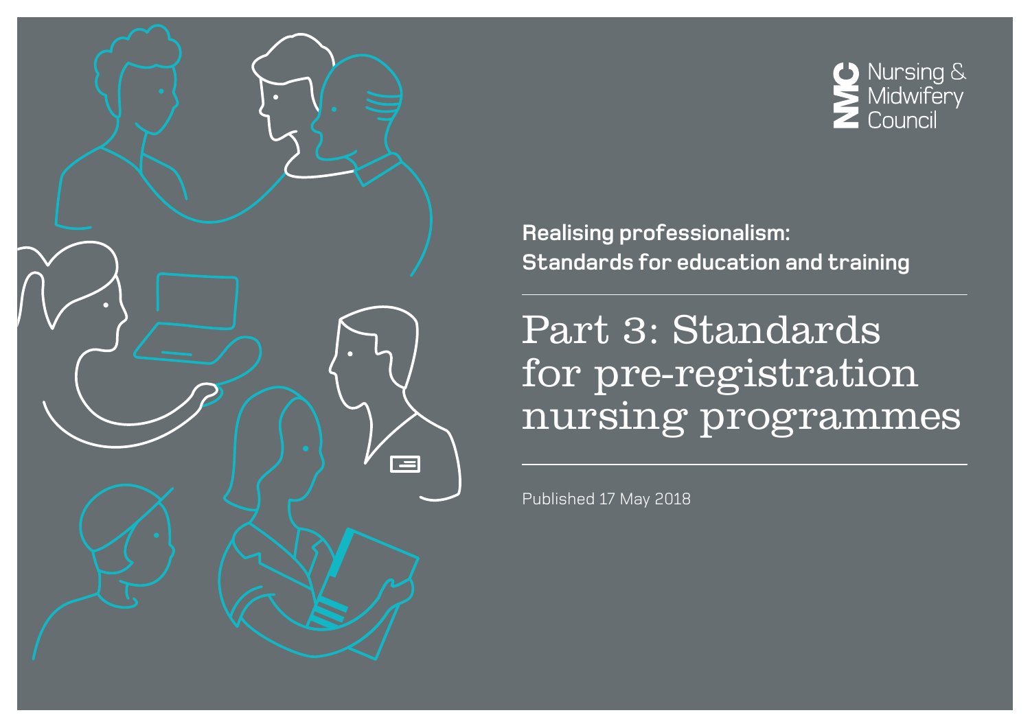Nursing & Midwifery Council

**Realising professionalism: Standards for education and training**

# Part 3: Standards for pre-registration nursing programmes

Published 17 May 2018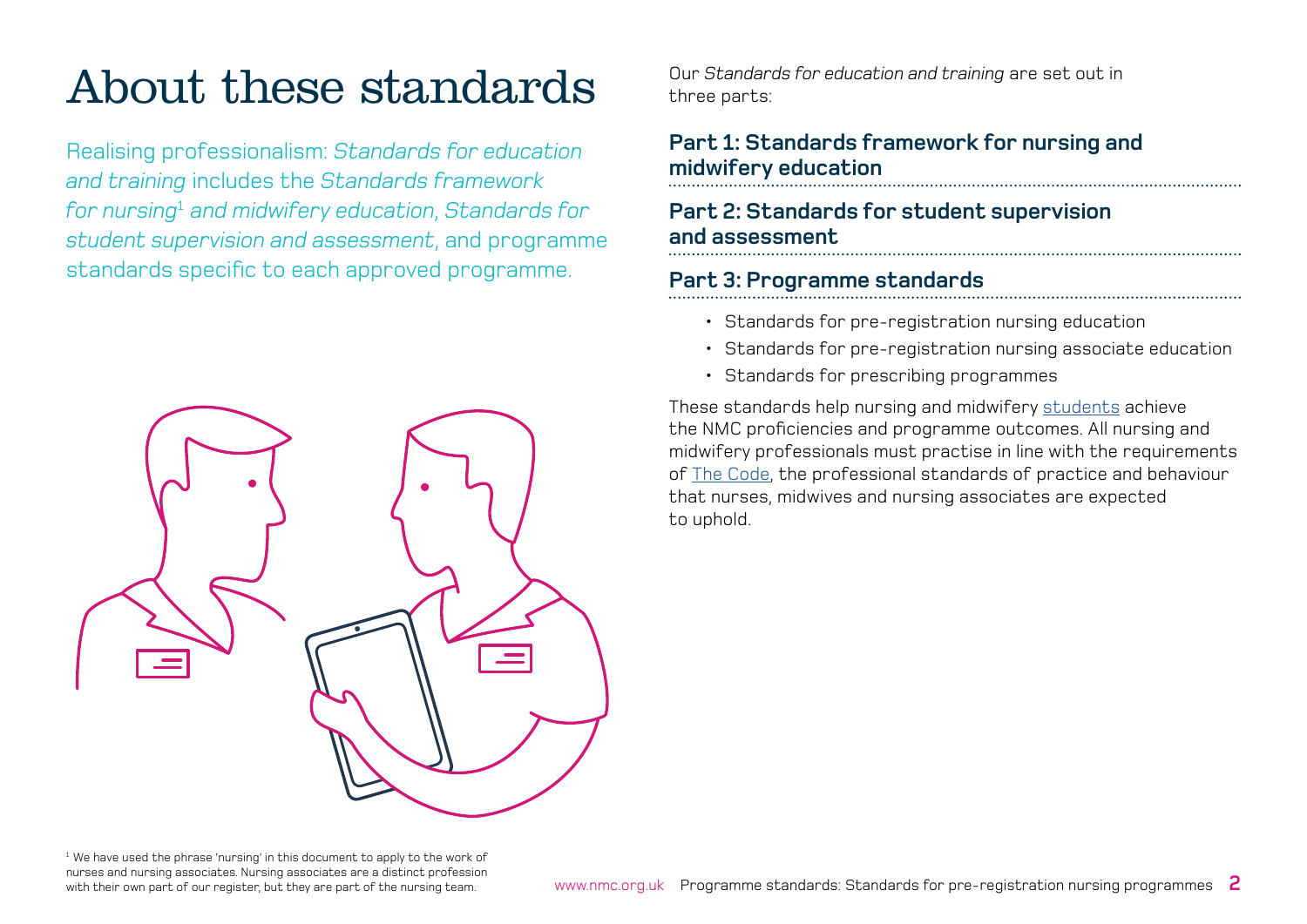# About these standards

Realising professionalism: *Standards for education and training* includes the *Standards framework for nursing*[1] *and midwifery education*, *Standards for student supervision and assessment*, and programme standards specific to each approved programme.

Our *Standards for education and training* are set out in three parts:

**Part 1: Standards framework for nursing and midwifery education**

**Part 2: Standards for student supervision and assessment**

**Part 3: Programme standards**

- Standards for pre-registration nursing education
- Standards for pre-registration nursing associate education
- Standards for prescribing programmes

These standards help nursing and midwifery students achieve the NMC proficiencies and programme outcomes. All nursing and midwifery professionals must practise in line with the requirements of The Code, the professional standards of practice and behaviour that nurses, midwives and nursing associates are expected to uphold.

[1] We have used the phrase 'nursing' in this document to apply to the work of nurses and nursing associates. Nursing associates are a distinct profession with their own part of our register, but they are part of the nursing team.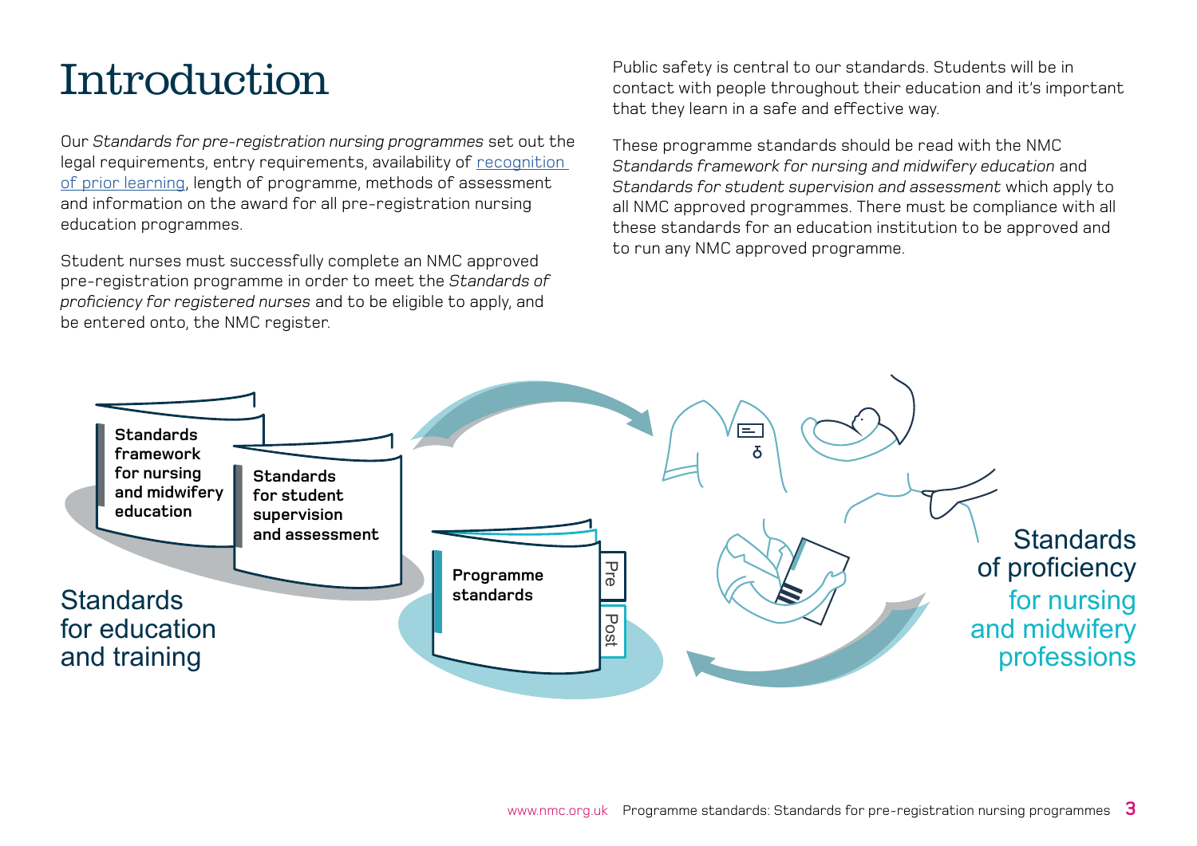# Introduction

Our *Standards for pre-registration nursing programmes* set out the legal requirements, entry requirements, availability of recognition of prior learning, length of programme, methods of assessment and information on the award for all pre-registration nursing education programmes.

Student nurses must successfully complete an NMC approved pre-registration programme in order to meet the *Standards of proficiency for registered nurses* and to be eligible to apply, and be entered onto, the NMC register.

Public safety is central to our standards. Students will be in contact with people throughout their education and it's important that they learn in a safe and effective way.

These programme standards should be read with the NMC *Standards framework for nursing and midwifery education* and *Standards for student supervision and assessment* which apply to all NMC approved programmes. There must be compliance with all these standards for an education institution to be approved and to run any NMC approved programme.

**Standards framework for nursing and midwifery education**

**Standards for student supervision and assessment**

Standards for education and training

**Programme standards**

Pre

Post

Standards of proficiency for nursing and midwifery professions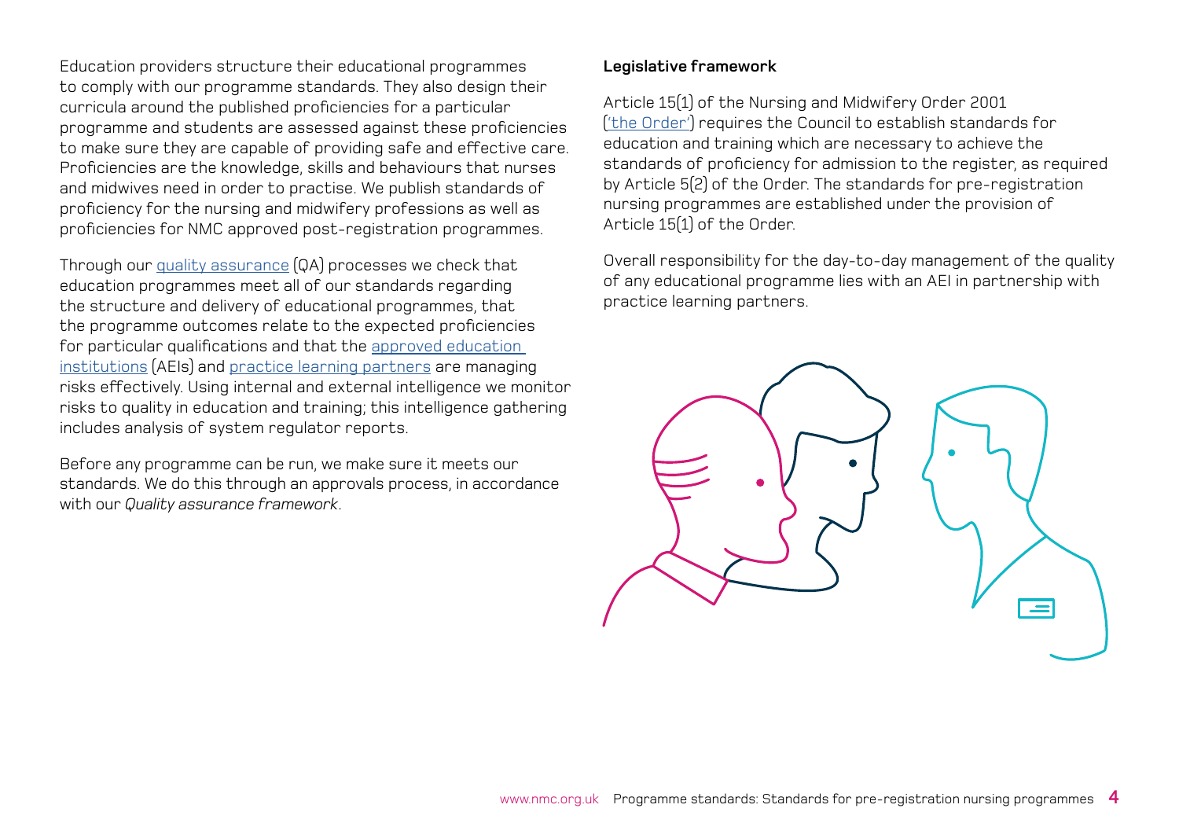Education providers structure their educational programmes to comply with our programme standards. They also design their curricula around the published proficiencies for a particular programme and students are assessed against these proficiencies to make sure they are capable of providing safe and effective care. Proficiencies are the knowledge, skills and behaviours that nurses and midwives need in order to practise. We publish standards of proficiency for the nursing and midwifery professions as well as proficiencies for NMC approved post-registration programmes.

Through our quality assurance (QA) processes we check that education programmes meet all of our standards regarding the structure and delivery of educational programmes, that the programme outcomes relate to the expected proficiencies for particular qualifications and that the approved education institutions (AEIs) and practice learning partners are managing risks effectively. Using internal and external intelligence we monitor risks to quality in education and training; this intelligence gathering includes analysis of system regulator reports.

Before any programme can be run, we make sure it meets our standards. We do this through an approvals process, in accordance with our *Quality assurance framework*.

**Legislative framework**

Article 15(1) of the Nursing and Midwifery Order 2001 ('the Order') requires the Council to establish standards for education and training which are necessary to achieve the standards of proficiency for admission to the register, as required by Article 5(2) of the Order. The standards for pre-registration nursing programmes are established under the provision of Article 15(1) of the Order.

Overall responsibility for the day-to-day management of the quality of any educational programme lies with an AEI in partnership with practice learning partners.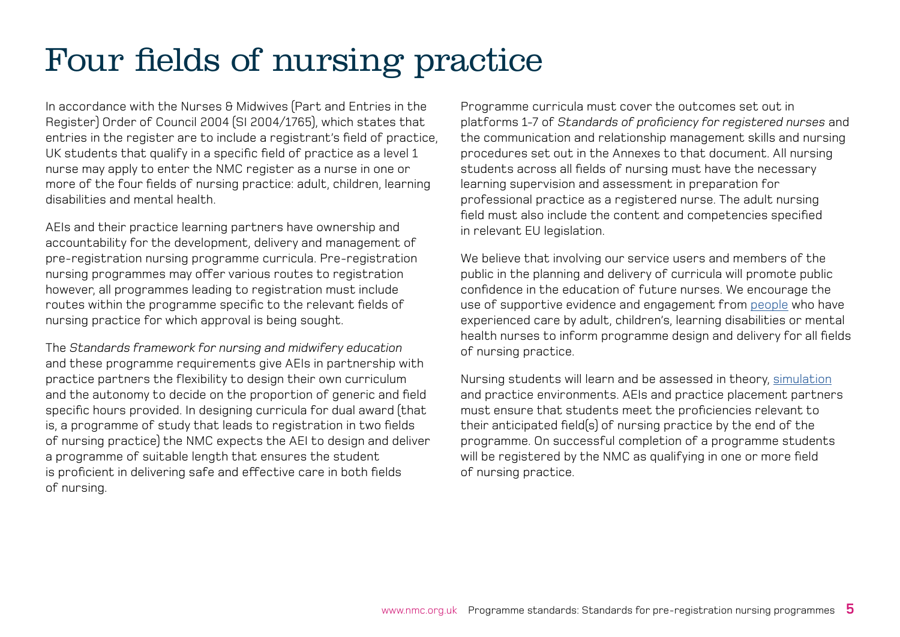# Four fields of nursing practice

In accordance with the Nurses & Midwives (Part and Entries in the Register) Order of Council 2004 (SI 2004/1765), which states that entries in the register are to include a registrant's field of practice, UK students that qualify in a specific field of practice as a level 1 nurse may apply to enter the NMC register as a nurse in one or more of the four fields of nursing practice: adult, children, learning disabilities and mental health.

AEIs and their practice learning partners have ownership and accountability for the development, delivery and management of pre-registration nursing programme curricula. Pre-registration nursing programmes may offer various routes to registration however, all programmes leading to registration must include routes within the programme specific to the relevant fields of nursing practice for which approval is being sought.

The *Standards framework for nursing and midwifery education* and these programme requirements give AEIs in partnership with practice partners the flexibility to design their own curriculum and the autonomy to decide on the proportion of generic and field specific hours provided. In designing curricula for dual award (that is, a programme of study that leads to registration in two fields of nursing practice) the NMC expects the AEI to design and deliver a programme of suitable length that ensures the student is proficient in delivering safe and effective care in both fields of nursing.

Programme curricula must cover the outcomes set out in platforms 1-7 of *Standards of proficiency for registered nurses* and the communication and relationship management skills and nursing procedures set out in the Annexes to that document. All nursing students across all fields of nursing must have the necessary learning supervision and assessment in preparation for professional practice as a registered nurse. The adult nursing field must also include the content and competencies specified in relevant EU legislation.

We believe that involving our service users and members of the public in the planning and delivery of curricula will promote public confidence in the education of future nurses. We encourage the use of supportive evidence and engagement from people who have experienced care by adult, children's, learning disabilities or mental health nurses to inform programme design and delivery for all fields of nursing practice.

Nursing students will learn and be assessed in theory, simulation and practice environments. AEIs and practice placement partners must ensure that students meet the proficiencies relevant to their anticipated field(s) of nursing practice by the end of the programme. On successful completion of a programme students will be registered by the NMC as qualifying in one or more field of nursing practice.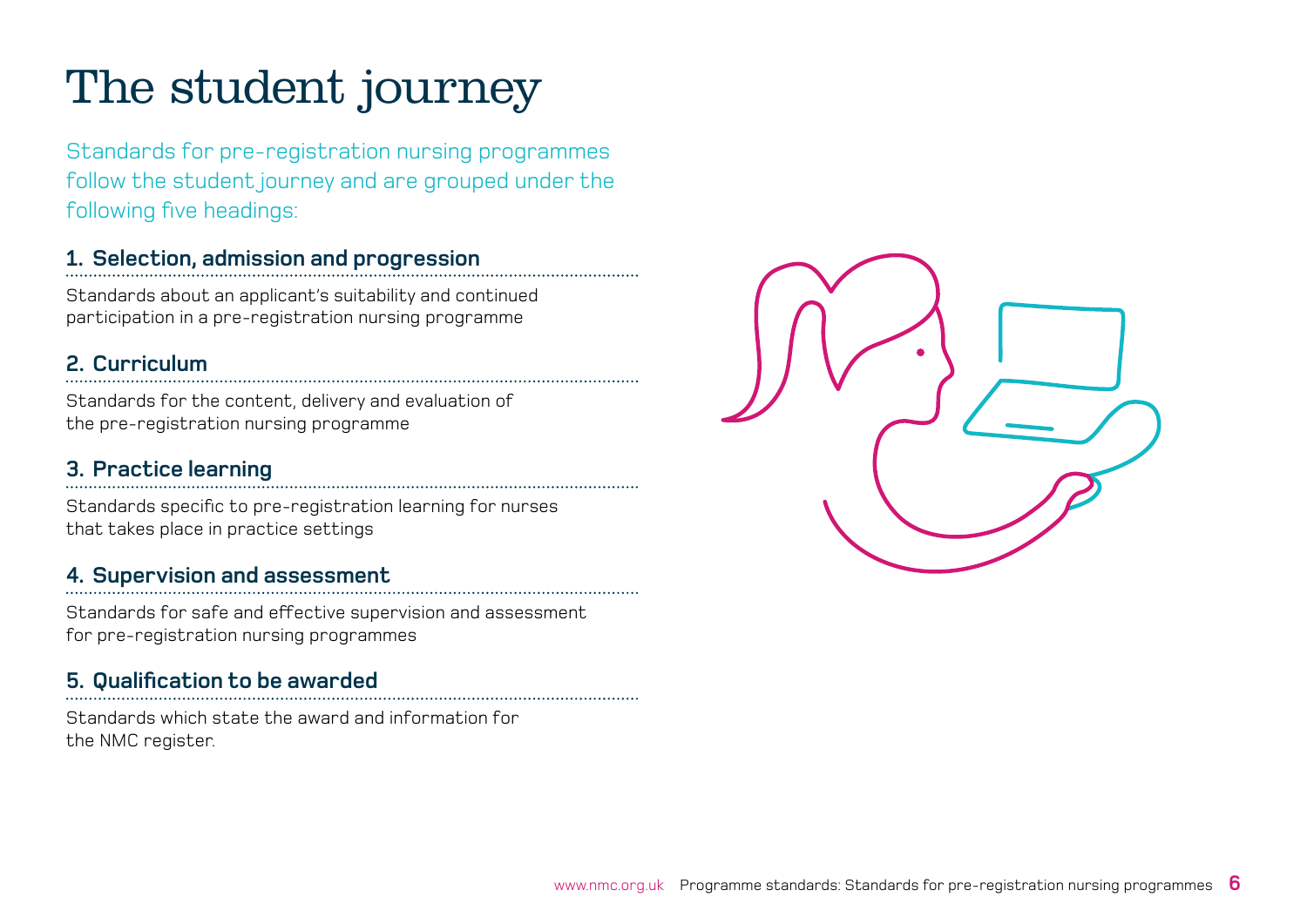# The student journey

Standards for pre-registration nursing programmes follow the student journey and are grouped under the following five headings:

### 1. Selection, admission and progression

Standards about an applicant's suitability and continued participation in a pre-registration nursing programme

### 2. Curriculum

Standards for the content, delivery and evaluation of the pre-registration nursing programme

### 3. Practice learning

Standards specific to pre-registration learning for nurses that takes place in practice settings

### 4. Supervision and assessment

Standards for safe and effective supervision and assessment for pre-registration nursing programmes

### 5. Qualification to be awarded

Standards which state the award and information for the NMC register.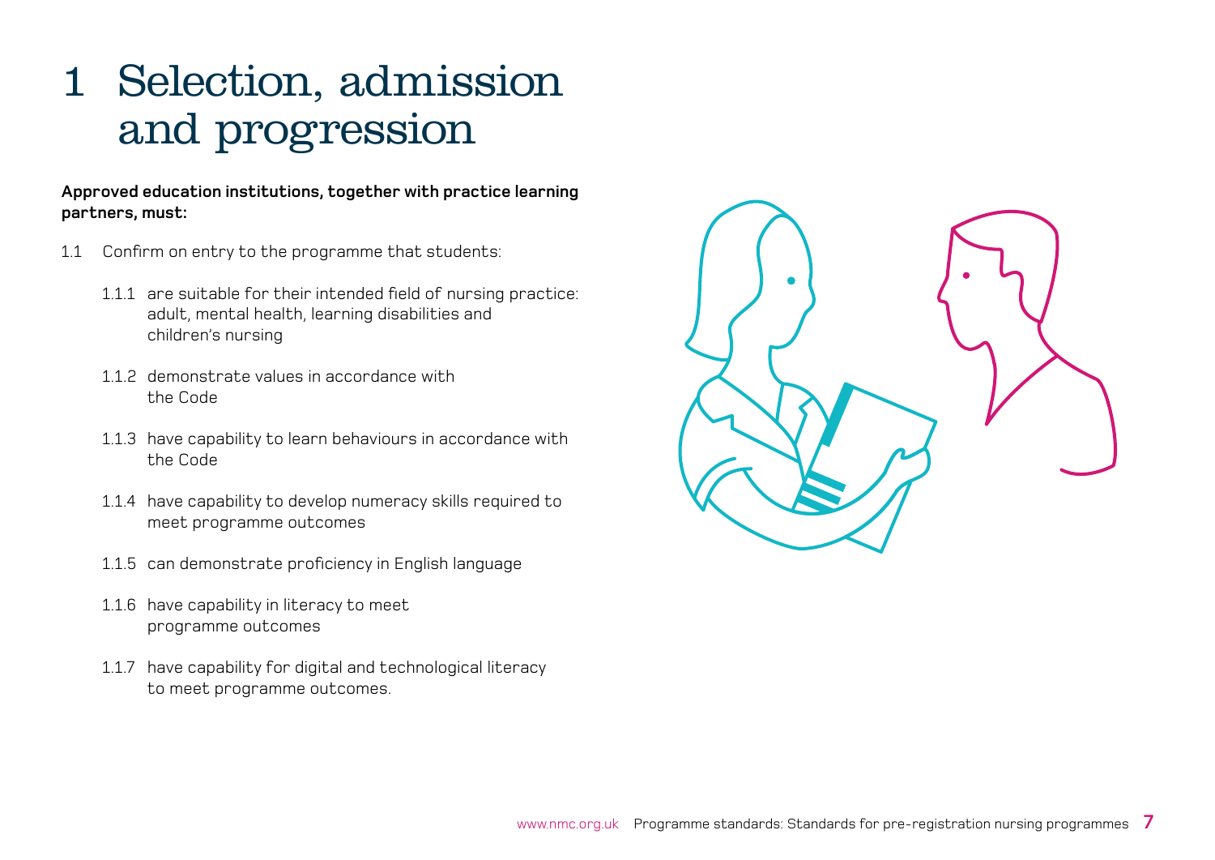# 1 Selection, admission and progression

**Approved education institutions, together with practice learning partners, must:**

1.1 Confirm on entry to the programme that students:

- 1.1.1 are suitable for their intended field of nursing practice: adult, mental health, learning disabilities and children's nursing
- 1.1.2 demonstrate values in accordance with the Code
- 1.1.3 have capability to learn behaviours in accordance with the Code
- 1.1.4 have capability to develop numeracy skills required to meet programme outcomes
- 1.1.5 can demonstrate proficiency in English language
- 1.1.6 have capability in literacy to meet programme outcomes
- 1.1.7 have capability for digital and technological literacy to meet programme outcomes.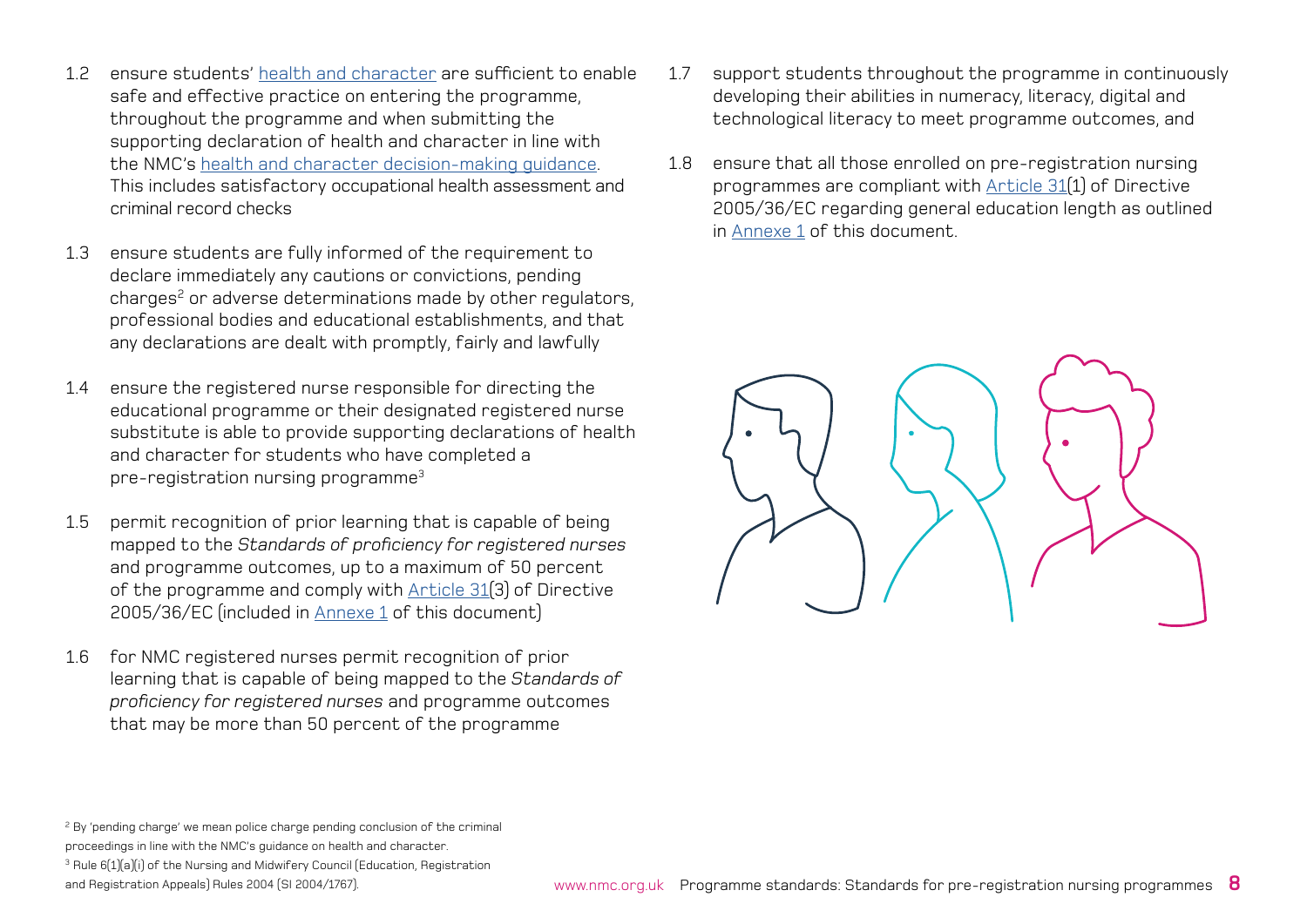1.2 ensure students' health and character are sufficient to enable safe and effective practice on entering the programme, throughout the programme and when submitting the supporting declaration of health and character in line with the NMC's health and character decision-making guidance. This includes satisfactory occupational health assessment and criminal record checks

1.3 ensure students are fully informed of the requirement to declare immediately any cautions or convictions, pending charges[2] or adverse determinations made by other regulators, professional bodies and educational establishments, and that any declarations are dealt with promptly, fairly and lawfully

1.4 ensure the registered nurse responsible for directing the educational programme or their designated registered nurse substitute is able to provide supporting declarations of health and character for students who have completed a pre-registration nursing programme[3]

1.5 permit recognition of prior learning that is capable of being mapped to the *Standards of proficiency for registered nurses* and programme outcomes, up to a maximum of 50 percent of the programme and comply with Article 31(3) of Directive 2005/36/EC (included in Annexe 1 of this document)

1.6 for NMC registered nurses permit recognition of prior learning that is capable of being mapped to the *Standards of proficiency for registered nurses* and programme outcomes that may be more than 50 percent of the programme

1.7 support students throughout the programme in continuously developing their abilities in numeracy, literacy, digital and technological literacy to meet programme outcomes, and

1.8 ensure that all those enrolled on pre-registration nursing programmes are compliant with Article 31(1) of Directive 2005/36/EC regarding general education length as outlined in Annexe 1 of this document.

[2] By 'pending charge' we mean police charge pending conclusion of the criminal proceedings in line with the NMC's guidance on health and character.

[3] Rule 6(1)(a)(i) of the Nursing and Midwifery Council (Education, Registration and Registration Appeals) Rules 2004 (SI 2004/1767).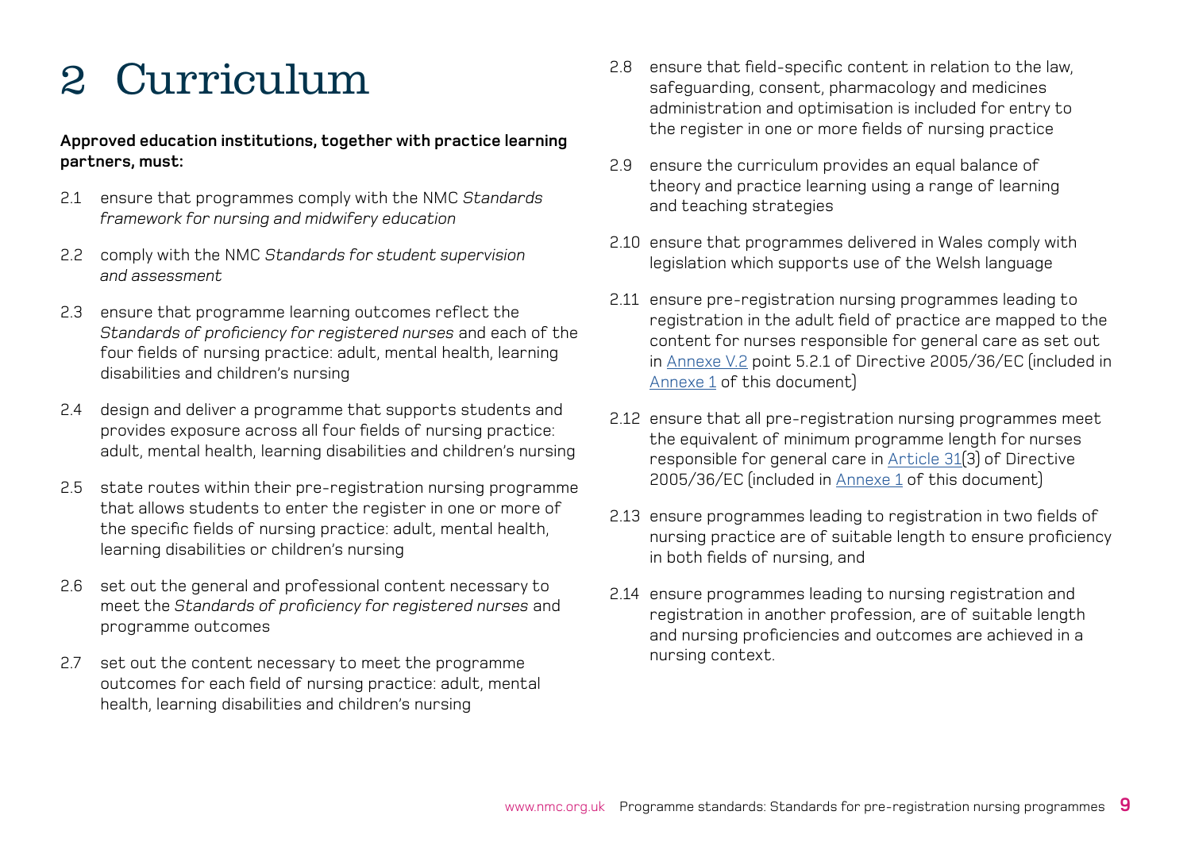# 2 Curriculum

**Approved education institutions, together with practice learning partners, must:**

2.1 ensure that programmes comply with the NMC *Standards framework for nursing and midwifery education*

2.2 comply with the NMC *Standards for student supervision and assessment*

2.3 ensure that programme learning outcomes reflect the *Standards of proficiency for registered nurses* and each of the four fields of nursing practice: adult, mental health, learning disabilities and children's nursing

2.4 design and deliver a programme that supports students and provides exposure across all four fields of nursing practice: adult, mental health, learning disabilities and children's nursing

2.5 state routes within their pre-registration nursing programme that allows students to enter the register in one or more of the specific fields of nursing practice: adult, mental health, learning disabilities or children's nursing

2.6 set out the general and professional content necessary to meet the *Standards of proficiency for registered nurses* and programme outcomes

2.7 set out the content necessary to meet the programme outcomes for each field of nursing practice: adult, mental health, learning disabilities and children's nursing

2.8 ensure that field-specific content in relation to the law, safeguarding, consent, pharmacology and medicines administration and optimisation is included for entry to the register in one or more fields of nursing practice

2.9 ensure the curriculum provides an equal balance of theory and practice learning using a range of learning and teaching strategies

2.10 ensure that programmes delivered in Wales comply with legislation which supports use of the Welsh language

2.11 ensure pre-registration nursing programmes leading to registration in the adult field of practice are mapped to the content for nurses responsible for general care as set out in Annexe V.2 point 5.2.1 of Directive 2005/36/EC (included in Annexe 1 of this document)

2.12 ensure that all pre-registration nursing programmes meet the equivalent of minimum programme length for nurses responsible for general care in Article 31(3) of Directive 2005/36/EC (included in Annexe 1 of this document)

2.13 ensure programmes leading to registration in two fields of nursing practice are of suitable length to ensure proficiency in both fields of nursing, and

2.14 ensure programmes leading to nursing registration and registration in another profession, are of suitable length and nursing proficiencies and outcomes are achieved in a nursing context.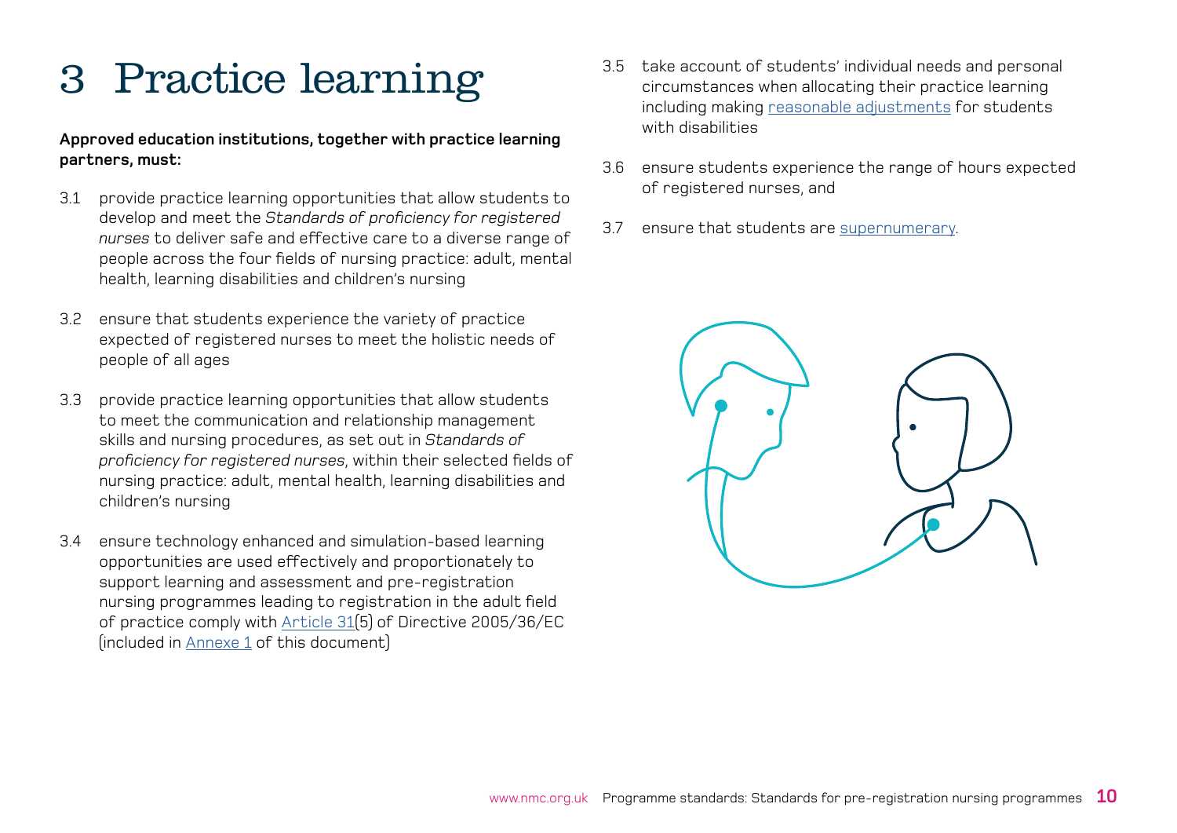# 3 Practice learning

**Approved education institutions, together with practice learning partners, must:**

3.1 provide practice learning opportunities that allow students to develop and meet the *Standards of proficiency for registered nurses* to deliver safe and effective care to a diverse range of people across the four fields of nursing practice: adult, mental health, learning disabilities and children's nursing

3.2 ensure that students experience the variety of practice expected of registered nurses to meet the holistic needs of people of all ages

3.3 provide practice learning opportunities that allow students to meet the communication and relationship management skills and nursing procedures, as set out in *Standards of proficiency for registered nurses*, within their selected fields of nursing practice: adult, mental health, learning disabilities and children's nursing

3.4 ensure technology enhanced and simulation-based learning opportunities are used effectively and proportionately to support learning and assessment and pre-registration nursing programmes leading to registration in the adult field of practice comply with Article 31(5) of Directive 2005/36/EC (included in Annexe 1 of this document)

3.5 take account of students' individual needs and personal circumstances when allocating their practice learning including making reasonable adjustments for students with disabilities

3.6 ensure students experience the range of hours expected of registered nurses, and

3.7 ensure that students are supernumerary.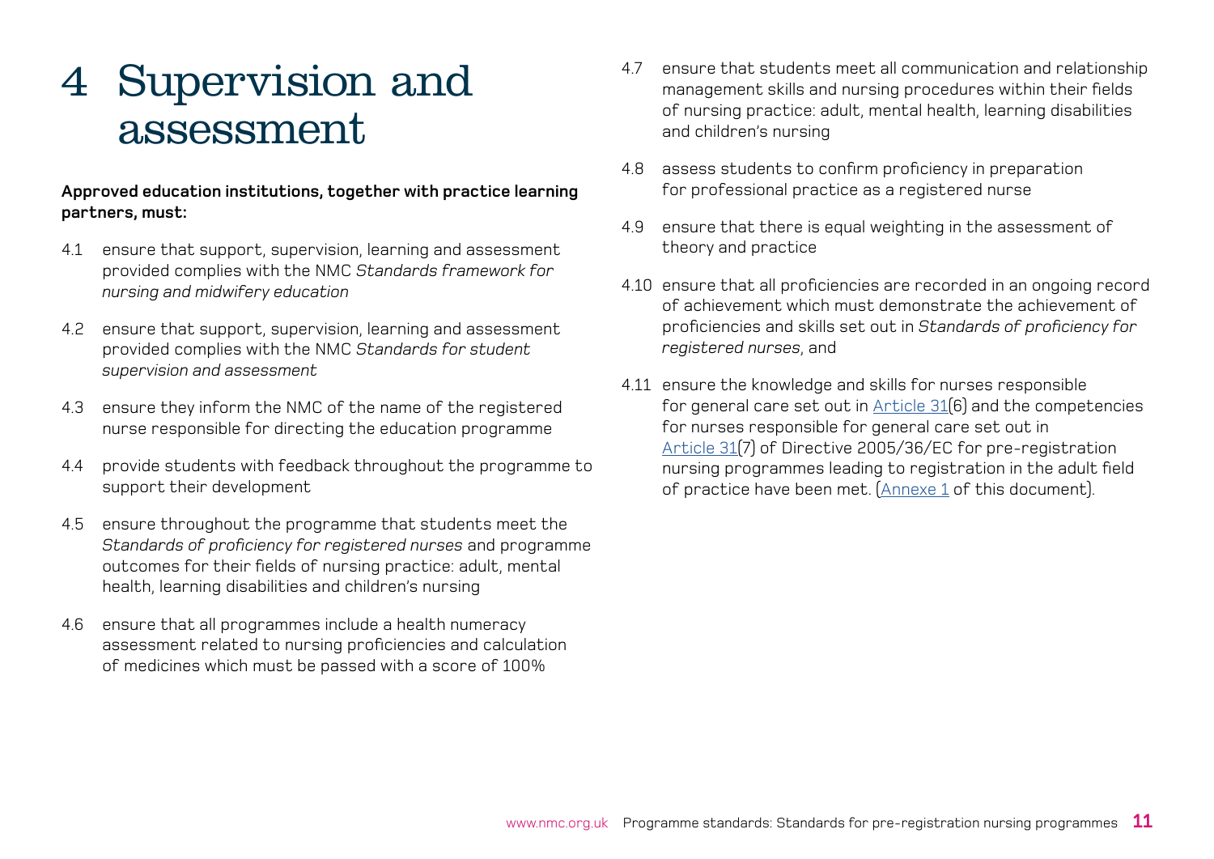# 4 Supervision and assessment

**Approved education institutions, together with practice learning partners, must:**

4.1 ensure that support, supervision, learning and assessment provided complies with the NMC *Standards framework for nursing and midwifery education*

4.2 ensure that support, supervision, learning and assessment provided complies with the NMC *Standards for student supervision and assessment*

4.3 ensure they inform the NMC of the name of the registered nurse responsible for directing the education programme

4.4 provide students with feedback throughout the programme to support their development

4.5 ensure throughout the programme that students meet the *Standards of proficiency for registered nurses* and programme outcomes for their fields of nursing practice: adult, mental health, learning disabilities and children's nursing

4.6 ensure that all programmes include a health numeracy assessment related to nursing proficiencies and calculation of medicines which must be passed with a score of 100%

4.7 ensure that students meet all communication and relationship management skills and nursing procedures within their fields of nursing practice: adult, mental health, learning disabilities and children's nursing

4.8 assess students to confirm proficiency in preparation for professional practice as a registered nurse

4.9 ensure that there is equal weighting in the assessment of theory and practice

4.10 ensure that all proficiencies are recorded in an ongoing record of achievement which must demonstrate the achievement of proficiencies and skills set out in *Standards of proficiency for registered nurses*, and

4.11 ensure the knowledge and skills for nurses responsible for general care set out in Article 31(6) and the competencies for nurses responsible for general care set out in Article 31(7) of Directive 2005/36/EC for pre-registration nursing programmes leading to registration in the adult field of practice have been met. (Annexe 1 of this document).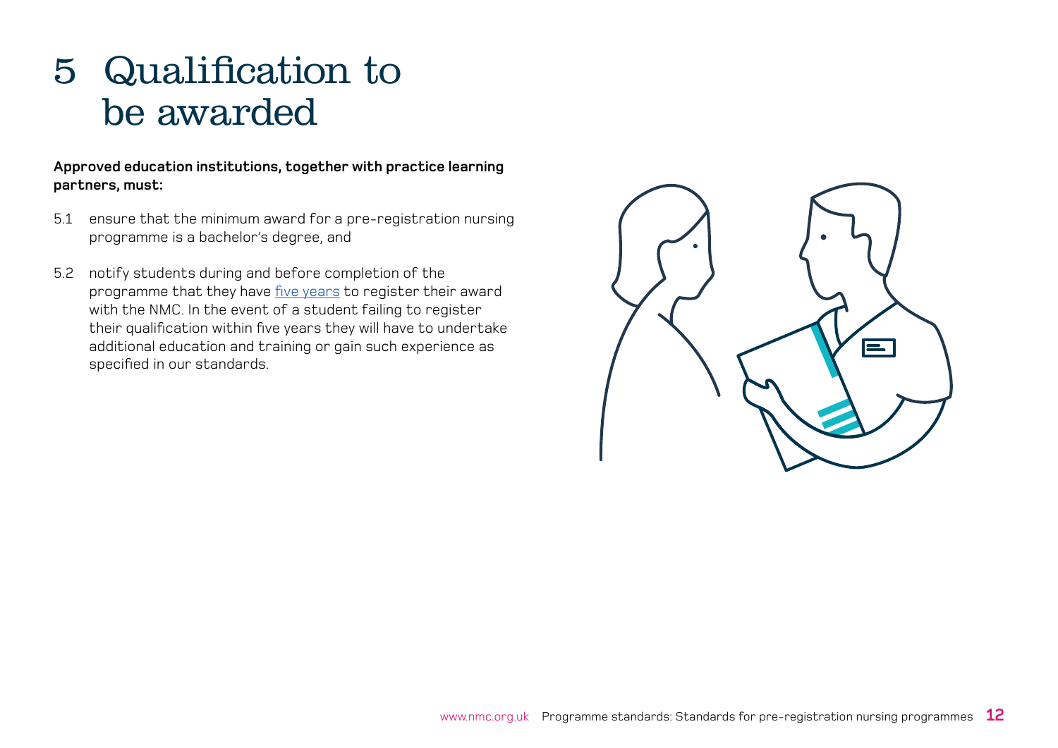# 5 Qualification to be awarded

**Approved education institutions, together with practice learning partners, must:**

5.1 ensure that the minimum award for a pre-registration nursing programme is a bachelor's degree, and

5.2 notify students during and before completion of the programme that they have five years to register their award with the NMC. In the event of a student failing to register their qualification within five years they will have to undertake additional education and training or gain such experience as specified in our standards.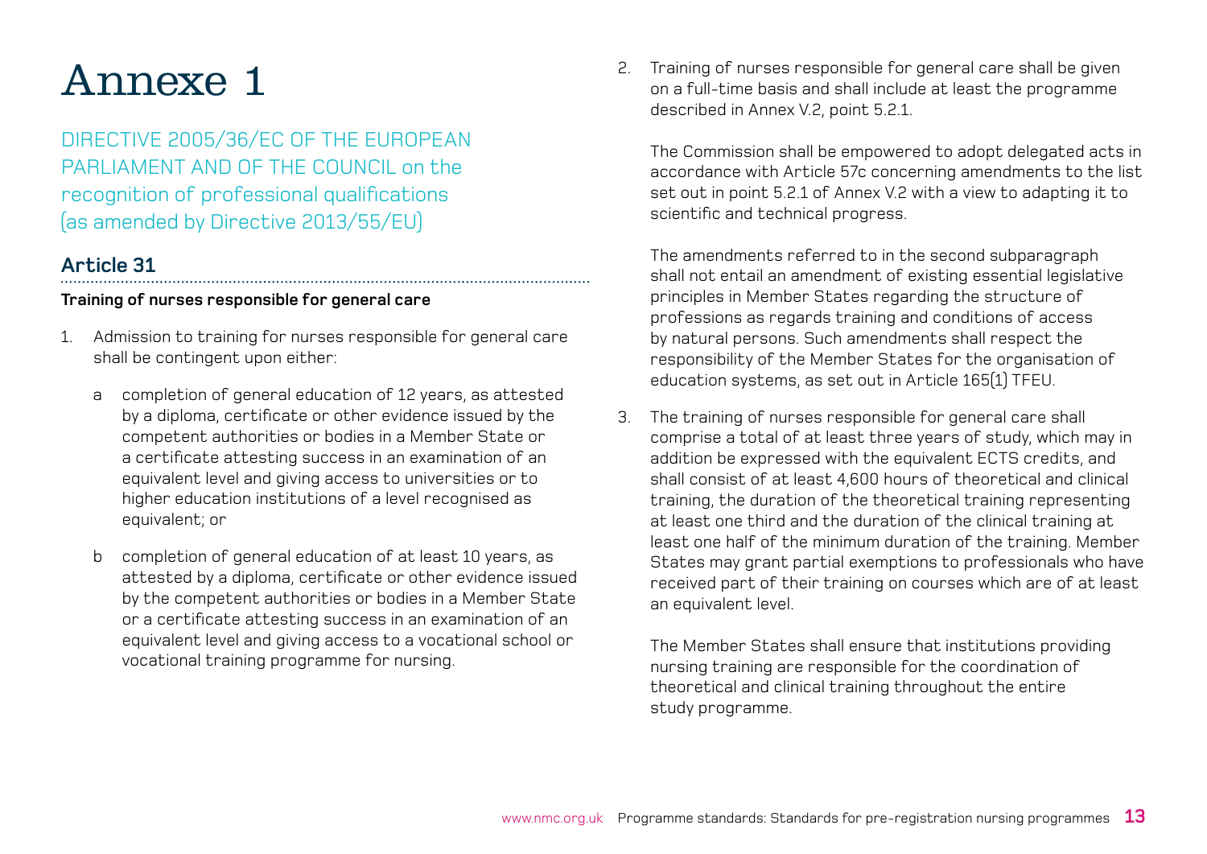# Annexe 1

DIRECTIVE 2005/36/EC OF THE EUROPEAN PARLIAMENT AND OF THE COUNCIL on the recognition of professional qualifications (as amended by Directive 2013/55/EU)

## Article 31

**Training of nurses responsible for general care**

1. Admission to training for nurses responsible for general care shall be contingent upon either:

   a completion of general education of 12 years, as attested by a diploma, certificate or other evidence issued by the competent authorities or bodies in a Member State or a certificate attesting success in an examination of an equivalent level and giving access to universities or to higher education institutions of a level recognised as equivalent; or

   b completion of general education of at least 10 years, as attested by a diploma, certificate or other evidence issued by the competent authorities or bodies in a Member State or a certificate attesting success in an examination of an equivalent level and giving access to a vocational school or vocational training programme for nursing.

2. Training of nurses responsible for general care shall be given on a full-time basis and shall include at least the programme described in Annex V.2, point 5.2.1.

   The Commission shall be empowered to adopt delegated acts in accordance with Article 57c concerning amendments to the list set out in point 5.2.1 of Annex V.2 with a view to adapting it to scientific and technical progress.

   The amendments referred to in the second subparagraph shall not entail an amendment of existing essential legislative principles in Member States regarding the structure of professions as regards training and conditions of access by natural persons. Such amendments shall respect the responsibility of the Member States for the organisation of education systems, as set out in Article 165(1) TFEU.

3. The training of nurses responsible for general care shall comprise a total of at least three years of study, which may in addition be expressed with the equivalent ECTS credits, and shall consist of at least 4,600 hours of theoretical and clinical training, the duration of the theoretical training representing at least one third and the duration of the clinical training at least one half of the minimum duration of the training. Member States may grant partial exemptions to professionals who have received part of their training on courses which are of at least an equivalent level.

   The Member States shall ensure that institutions providing nursing training are responsible for the coordination of theoretical and clinical training throughout the entire study programme.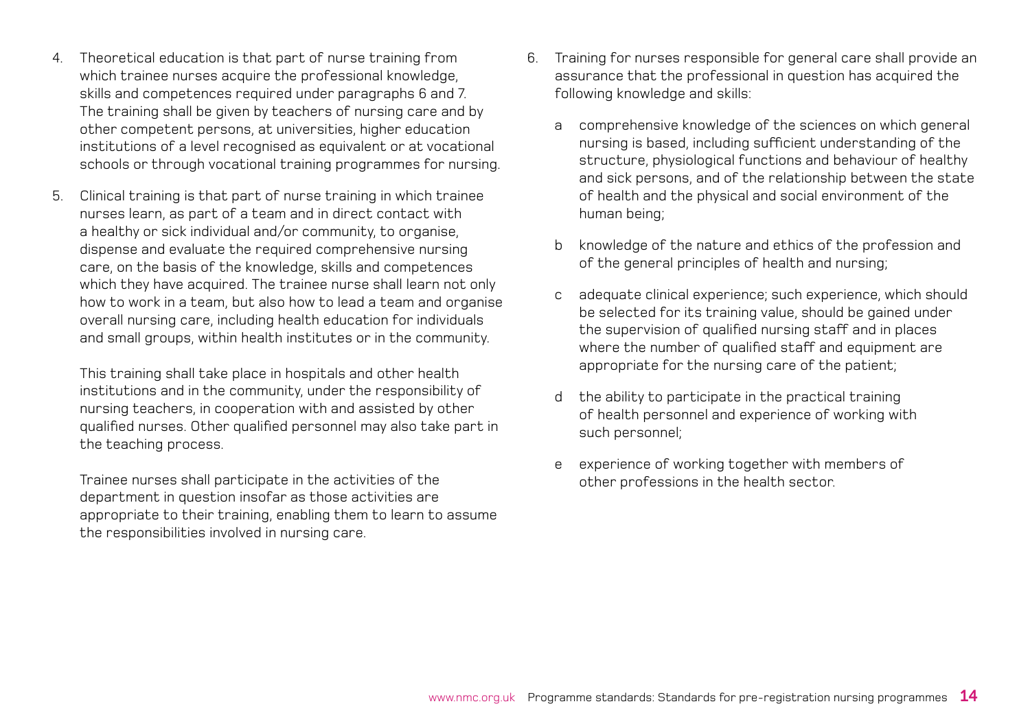4. Theoretical education is that part of nurse training from which trainee nurses acquire the professional knowledge, skills and competences required under paragraphs 6 and 7. The training shall be given by teachers of nursing care and by other competent persons, at universities, higher education institutions of a level recognised as equivalent or at vocational schools or through vocational training programmes for nursing.

5. Clinical training is that part of nurse training in which trainee nurses learn, as part of a team and in direct contact with a healthy or sick individual and/or community, to organise, dispense and evaluate the required comprehensive nursing care, on the basis of the knowledge, skills and competences which they have acquired. The trainee nurse shall learn not only how to work in a team, but also how to lead a team and organise overall nursing care, including health education for individuals and small groups, within health institutes or in the community.

   This training shall take place in hospitals and other health institutions and in the community, under the responsibility of nursing teachers, in cooperation with and assisted by other qualified nurses. Other qualified personnel may also take part in the teaching process.

   Trainee nurses shall participate in the activities of the department in question insofar as those activities are appropriate to their training, enabling them to learn to assume the responsibilities involved in nursing care.

6. Training for nurses responsible for general care shall provide an assurance that the professional in question has acquired the following knowledge and skills:

   a comprehensive knowledge of the sciences on which general nursing is based, including sufficient understanding of the structure, physiological functions and behaviour of healthy and sick persons, and of the relationship between the state of health and the physical and social environment of the human being;

   b knowledge of the nature and ethics of the profession and of the general principles of health and nursing;

   c adequate clinical experience; such experience, which should be selected for its training value, should be gained under the supervision of qualified nursing staff and in places where the number of qualified staff and equipment are appropriate for the nursing care of the patient;

   d the ability to participate in the practical training of health personnel and experience of working with such personnel;

   e experience of working together with members of other professions in the health sector.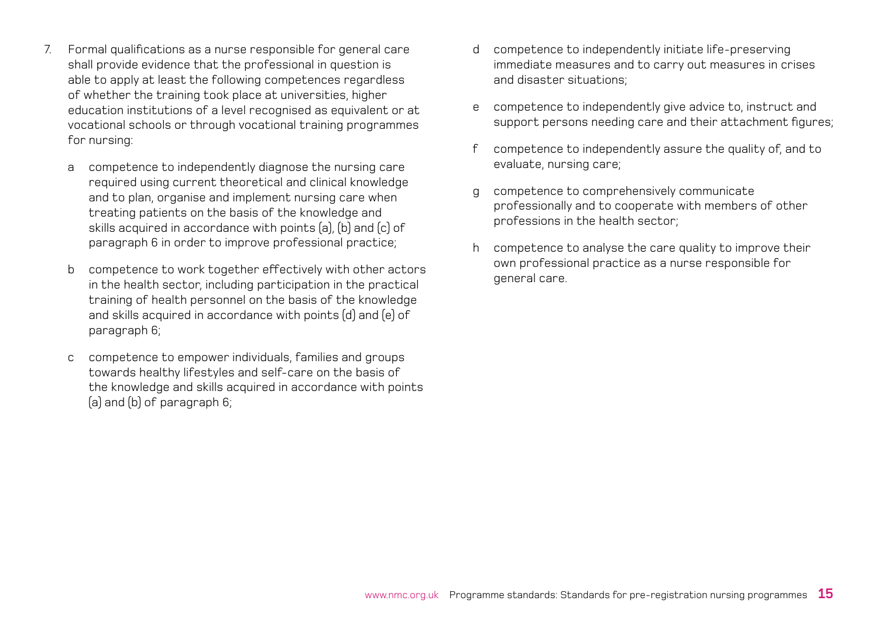7. Formal qualifications as a nurse responsible for general care shall provide evidence that the professional in question is able to apply at least the following competences regardless of whether the training took place at universities, higher education institutions of a level recognised as equivalent or at vocational schools or through vocational training programmes for nursing:

   a competence to independently diagnose the nursing care required using current theoretical and clinical knowledge and to plan, organise and implement nursing care when treating patients on the basis of the knowledge and skills acquired in accordance with points (a), (b) and (c) of paragraph 6 in order to improve professional practice;

   b competence to work together effectively with other actors in the health sector, including participation in the practical training of health personnel on the basis of the knowledge and skills acquired in accordance with points (d) and (e) of paragraph 6;

   c competence to empower individuals, families and groups towards healthy lifestyles and self-care on the basis of the knowledge and skills acquired in accordance with points (a) and (b) of paragraph 6;

   d competence to independently initiate life-preserving immediate measures and to carry out measures in crises and disaster situations;

   e competence to independently give advice to, instruct and support persons needing care and their attachment figures;

   f competence to independently assure the quality of, and to evaluate, nursing care;

   g competence to comprehensively communicate professionally and to cooperate with members of other professions in the health sector;

   h competence to analyse the care quality to improve their own professional practice as a nurse responsible for general care.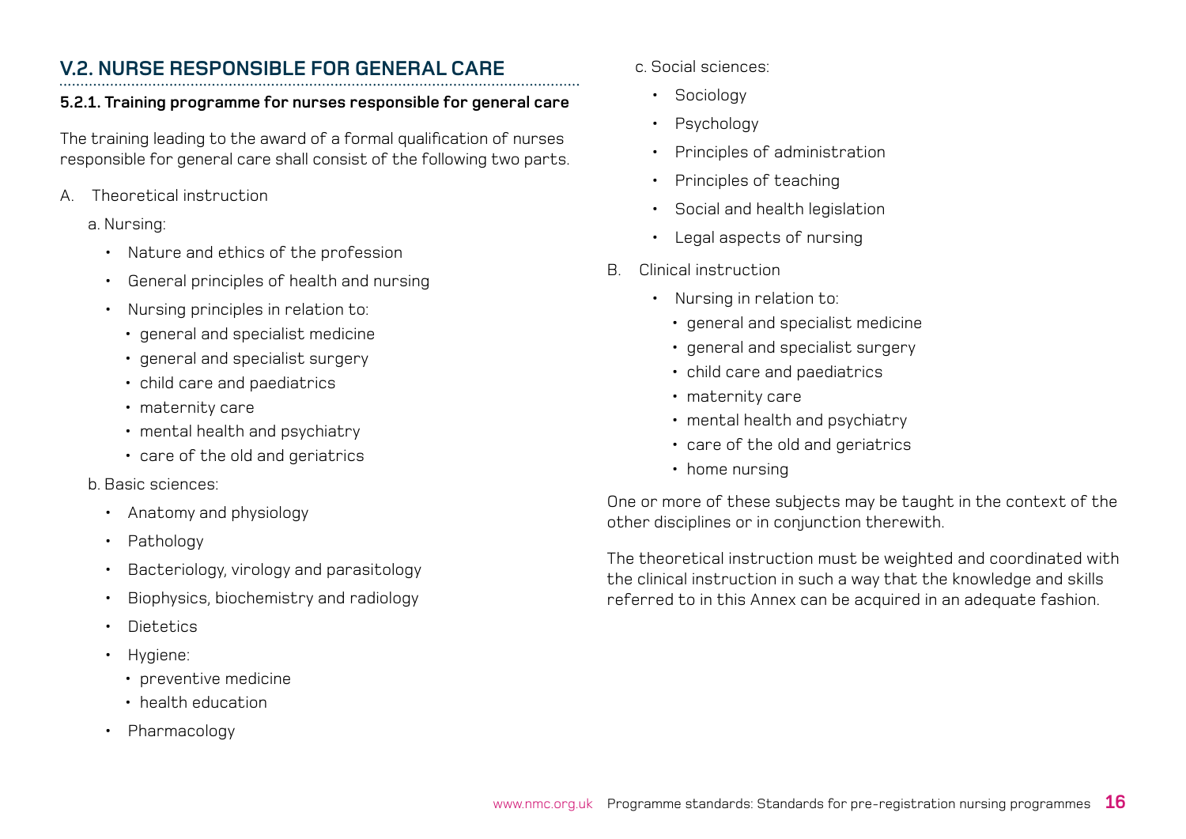## V.2. NURSE RESPONSIBLE FOR GENERAL CARE

**5.2.1. Training programme for nurses responsible for general care**

The training leading to the award of a formal qualification of nurses responsible for general care shall consist of the following two parts.

A. Theoretical instruction

a. Nursing:

- Nature and ethics of the profession
- General principles of health and nursing
- Nursing principles in relation to:
  - general and specialist medicine
  - general and specialist surgery
  - child care and paediatrics
  - maternity care
  - mental health and psychiatry
  - care of the old and geriatrics

b. Basic sciences:

- Anatomy and physiology
- Pathology
- Bacteriology, virology and parasitology
- Biophysics, biochemistry and radiology
- Dietetics
- Hygiene:
  - preventive medicine
  - health education
- Pharmacology

c. Social sciences:

- Sociology
- Psychology
- Principles of administration
- Principles of teaching
- Social and health legislation
- Legal aspects of nursing

B. Clinical instruction

- Nursing in relation to:
  - general and specialist medicine
  - general and specialist surgery
  - child care and paediatrics
  - maternity care
  - mental health and psychiatry
  - care of the old and geriatrics
  - home nursing

One or more of these subjects may be taught in the context of the other disciplines or in conjunction therewith.

The theoretical instruction must be weighted and coordinated with the clinical instruction in such a way that the knowledge and skills referred to in this Annex can be acquired in an adequate fashion.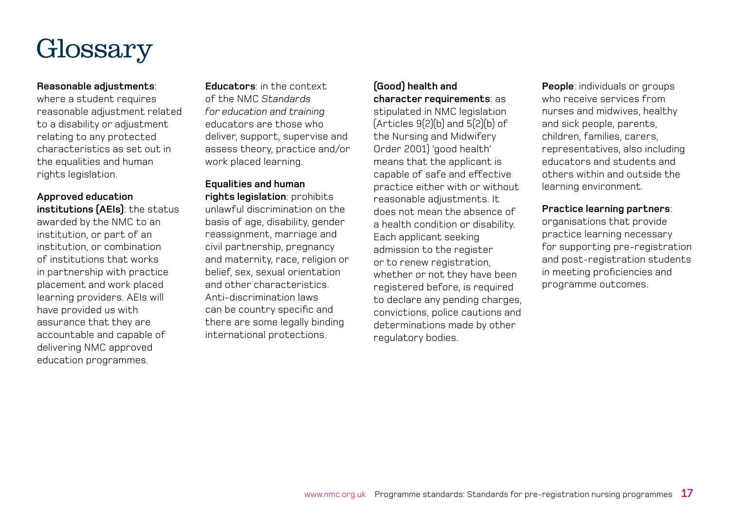# Glossary

**Reasonable adjustments**: where a student requires reasonable adjustment related to a disability or adjustment relating to any protected characteristics as set out in the equalities and human rights legislation.

**Approved education institutions (AEIs)**: the status awarded by the NMC to an institution, or part of an institution, or combination of institutions that works in partnership with practice placement and work placed learning providers. AEIs will have provided us with assurance that they are accountable and capable of delivering NMC approved education programmes.

**Educators**: in the context of the NMC *Standards for education and training* educators are those who deliver, support, supervise and assess theory, practice and/or work placed learning.

**Equalities and human rights legislation**: prohibits unlawful discrimination on the basis of age, disability, gender reassignment, marriage and civil partnership, pregnancy and maternity, race, religion or belief, sex, sexual orientation and other characteristics. Anti-discrimination laws can be country specific and there are some legally binding international protections.

**(Good) health and character requirements**: as stipulated in NMC legislation (Articles 9(2)(b) and 5(2)(b) of the Nursing and Midwifery Order 2001) 'good health' means that the applicant is capable of safe and effective practice either with or without reasonable adjustments. It does not mean the absence of a health condition or disability. Each applicant seeking admission to the register or to renew registration, whether or not they have been registered before, is required to declare any pending charges, convictions, police cautions and determinations made by other regulatory bodies.

**People**: individuals or groups who receive services from nurses and midwives, healthy and sick people, parents, children, families, carers, representatives, also including educators and students and others within and outside the learning environment.

**Practice learning partners**: organisations that provide practice learning necessary for supporting pre-registration and post-registration students in meeting proficiencies and programme outcomes.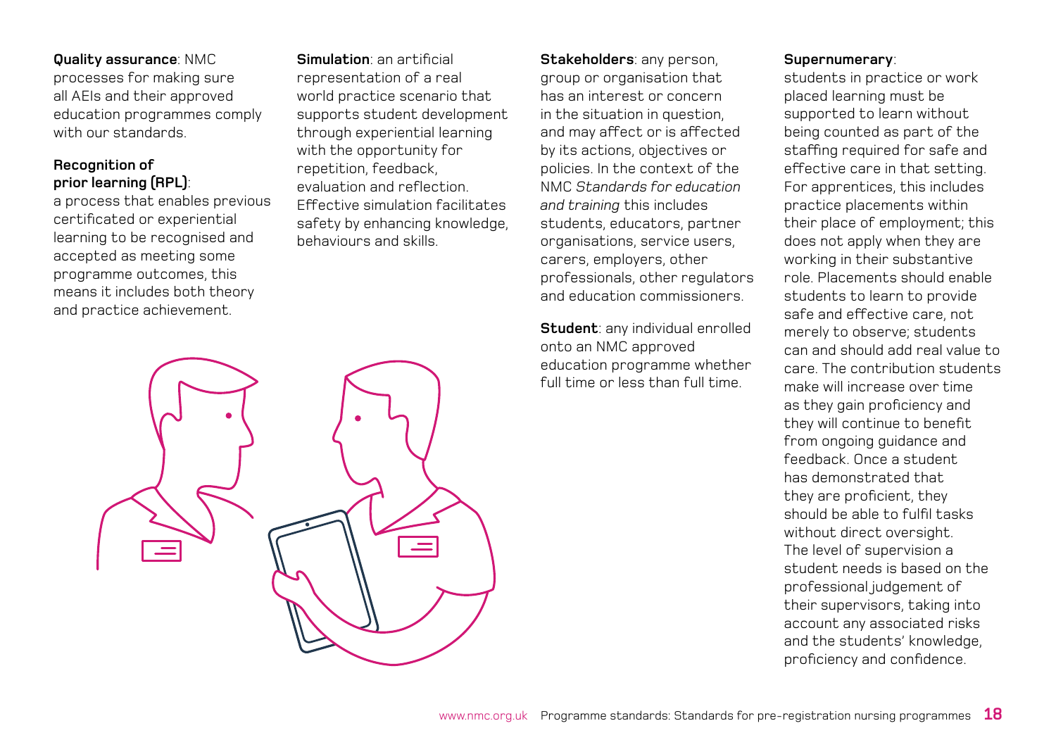**Quality assurance**: NMC processes for making sure all AEIs and their approved education programmes comply with our standards.

**Recognition of prior learning (RPL)**: a process that enables previous certificated or experiential learning to be recognised and accepted as meeting some programme outcomes, this means it includes both theory and practice achievement.

**Simulation**: an artificial representation of a real world practice scenario that supports student development through experiential learning with the opportunity for repetition, feedback, evaluation and reflection. Effective simulation facilitates safety by enhancing knowledge, behaviours and skills.

**Stakeholders**: any person, group or organisation that has an interest or concern in the situation in question, and may affect or is affected by its actions, objectives or policies. In the context of the NMC *Standards for education and training* this includes students, educators, partner organisations, service users, carers, employers, other professionals, other regulators and education commissioners.

**Student**: any individual enrolled onto an NMC approved education programme whether full time or less than full time.

**Supernumerary**: students in practice or work placed learning must be supported to learn without being counted as part of the staffing required for safe and effective care in that setting. For apprentices, this includes practice placements within their place of employment; this does not apply when they are working in their substantive role. Placements should enable students to learn to provide safe and effective care, not merely to observe; students can and should add real value to care. The contribution students make will increase over time as they gain proficiency and they will continue to benefit from ongoing guidance and feedback. Once a student has demonstrated that they are proficient, they should be able to fulfil tasks without direct oversight. The level of supervision a student needs is based on the professional judgement of their supervisors, taking into account any associated risks and the students' knowledge, proficiency and confidence.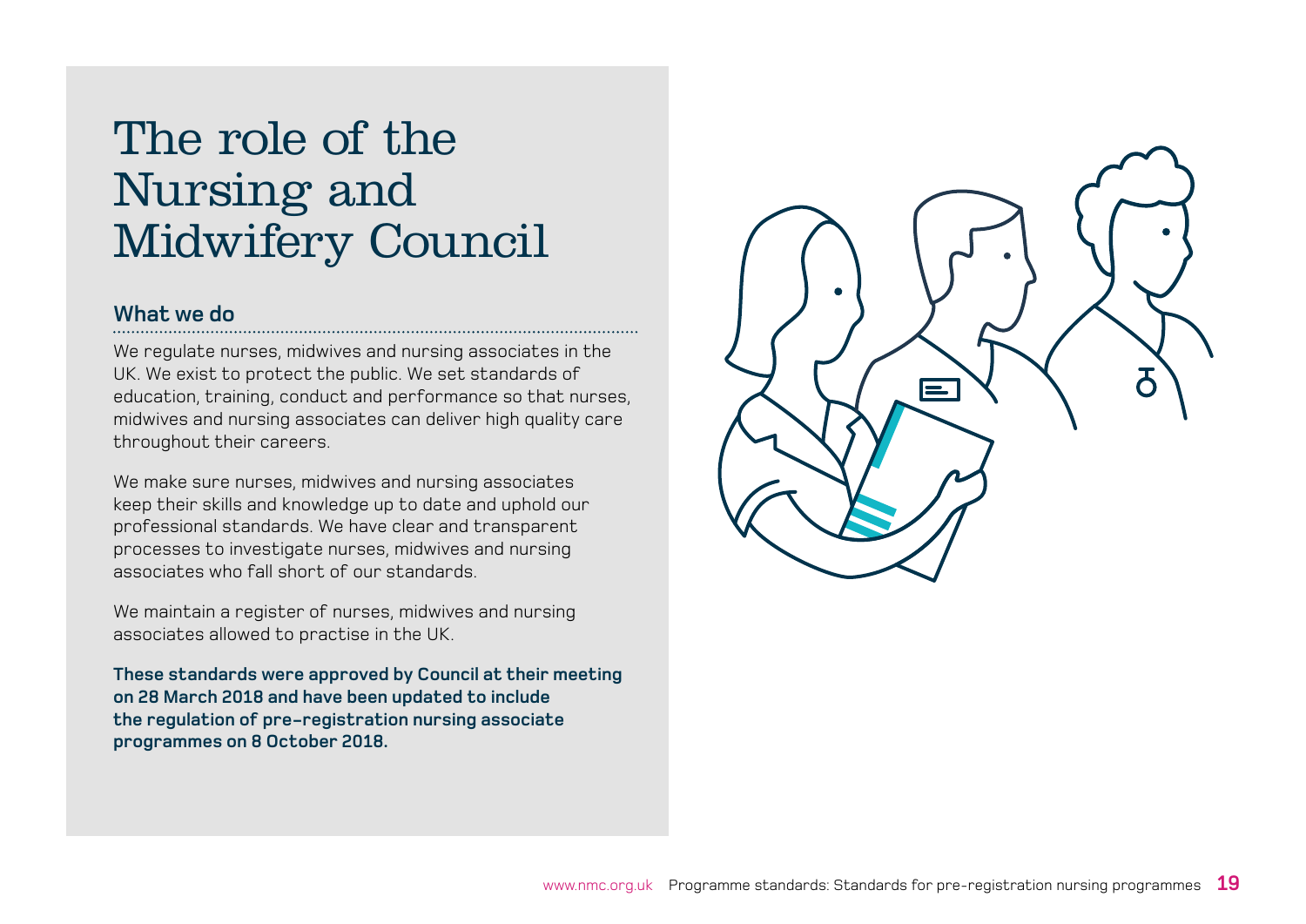# The role of the Nursing and Midwifery Council

## What we do

We regulate nurses, midwives and nursing associates in the UK. We exist to protect the public. We set standards of education, training, conduct and performance so that nurses, midwives and nursing associates can deliver high quality care throughout their careers.

We make sure nurses, midwives and nursing associates keep their skills and knowledge up to date and uphold our professional standards. We have clear and transparent processes to investigate nurses, midwives and nursing associates who fall short of our standards.

We maintain a register of nurses, midwives and nursing associates allowed to practise in the UK.

**These standards were approved by Council at their meeting on 28 March 2018 and have been updated to include the regulation of pre-registration nursing associate programmes on 8 October 2018.**